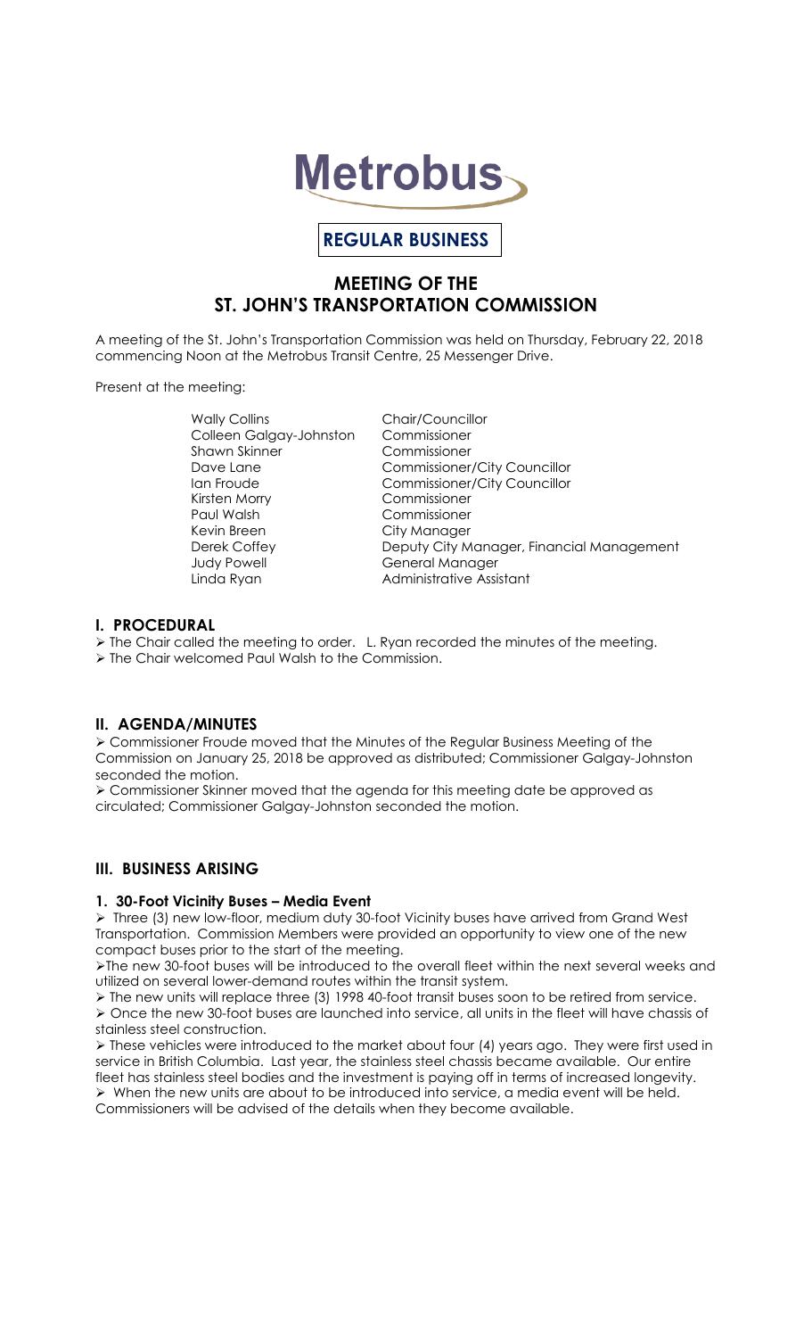# Metrobus

**REGULAR BUSINESS**

## MEETING OF THE ST. JOHN'S TRANSPORTATION COMMISSION

A meeting of the St. John's Transportation Commission was held on Thursday, February 22, 2018 commencing Noon at the Metrobus Transit Centre, 25 Messenger Drive.

Present at the meeting:

| | |
|---|---|
| Wally Collins | Chair/Councillor |
| Colleen Galgay-Johnston | Commissioner |
| Shawn Skinner | Commissioner |
| Dave Lane | Commissioner/City Councillor |
| Ian Froude | Commissioner/City Councillor |
| Kirsten Morry | Commissioner |
| Paul Walsh | Commissioner |
| Kevin Breen | City Manager |
| Derek Coffey | Deputy City Manager, Financial Management |
| Judy Powell | General Manager |
| Linda Ryan | Administrative Assistant |

## I. PROCEDURAL

- The Chair called the meeting to order. L. Ryan recorded the minutes of the meeting.
- The Chair welcomed Paul Walsh to the Commission.

## II. AGENDA/MINUTES

- Commissioner Froude moved that the Minutes of the Regular Business Meeting of the Commission on January 25, 2018 be approved as distributed; Commissioner Galgay-Johnston seconded the motion.
- Commissioner Skinner moved that the agenda for this meeting date be approved as circulated; Commissioner Galgay-Johnston seconded the motion.

## III. BUSINESS ARISING

### 1. 30-Foot Vicinity Buses – Media Event

- Three (3) new low-floor, medium duty 30-foot Vicinity buses have arrived from Grand West Transportation. Commission Members were provided an opportunity to view one of the new compact buses prior to the start of the meeting.
- The new 30-foot buses will be introduced to the overall fleet within the next several weeks and utilized on several lower-demand routes within the transit system.
- The new units will replace three (3) 1998 40-foot transit buses soon to be retired from service.
- Once the new 30-foot buses are launched into service, all units in the fleet will have chassis of stainless steel construction.
- These vehicles were introduced to the market about four (4) years ago. They were first used in service in British Columbia. Last year, the stainless steel chassis became available. Our entire fleet has stainless steel bodies and the investment is paying off in terms of increased longevity.
- When the new units are about to be introduced into service, a media event will be held. Commissioners will be advised of the details when they become available.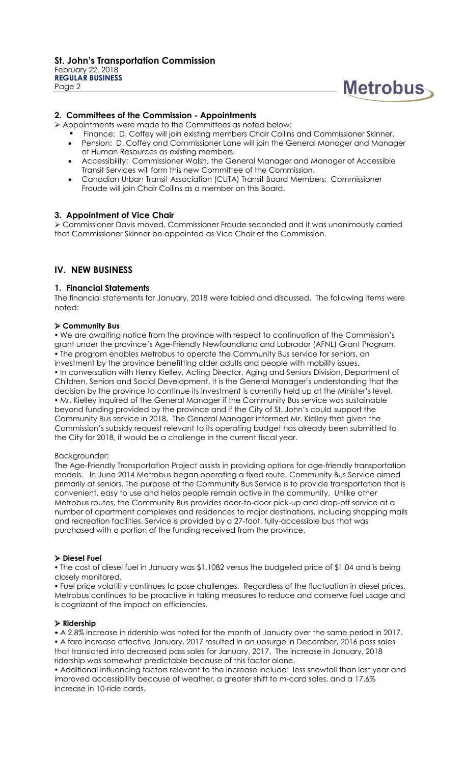## 2. Committees of the Commission - Appointments

➢ Appointments were made to the Committees as noted below:

- Finance: D. Coffey will join existing members Chair Collins and Commissioner Skinner.
- Pension: D. Coffey and Commissioner Lane will join the General Manager and Manager of Human Resources as existing members.
- Accessibility: Commissioner Walsh, the General Manager and Manager of Accessible Transit Services will form this new Committee of the Commission.
- Canadian Urban Transit Association (CUTA) Transit Board Members: Commissioner Froude will join Chair Collins as a member on this Board.

## 3. Appointment of Vice Chair

➢ Commissioner Davis moved, Commissioner Froude seconded and it was unanimously carried that Commissioner Skinner be appointed as Vice Chair of the Commission.

# IV. NEW BUSINESS

## 1. Financial Statements

The financial statements for January, 2018 were tabled and discussed. The following items were noted:

### ➢ Community Bus

• We are awaiting notice from the province with respect to continuation of the Commission's grant under the province's Age-Friendly Newfoundland and Labrador (AFNL) Grant Program.
• The program enables Metrobus to operate the Community Bus service for seniors, an investment by the province benefitting older adults and people with mobility issues.
• In conversation with Henry Kielley, Acting Director, Aging and Seniors Division, Department of Children, Seniors and Social Development, it is the General Manager's understanding that the decision by the province to continue its investment is currently held up at the Minister's level.
• Mr. Kielley inquired of the General Manager if the Community Bus service was sustainable beyond funding provided by the province and if the City of St. John's could support the Community Bus service in 2018. The General Manager informed Mr. Kielley that given the Commission's subsidy request relevant to its operating budget has already been submitted to the City for 2018, it would be a challenge in the current fiscal year.

Backgrounder:
The Age-Friendly Transportation Project assists in providing options for age-friendly transportation models. In June 2014 Metrobus began operating a fixed route, Community Bus Service aimed primarily at seniors. The purpose of the Community Bus Service is to provide transportation that is convenient, easy to use and helps people remain active in the community. Unlike other Metrobus routes, the Community Bus provides door-to-door pick-up and drop-off service at a number of apartment complexes and residences to major destinations, including shopping malls and recreation facilities. Service is provided by a 27-foot, fully-accessible bus that was purchased with a portion of the funding received from the province.

### ➢ Diesel Fuel

• The cost of diesel fuel in January was $1.1082 versus the budgeted price of $1.04 and is being closely monitored.
• Fuel price volatility continues to pose challenges. Regardless of the fluctuation in diesel prices, Metrobus continues to be proactive in taking measures to reduce and conserve fuel usage and is cognizant of the impact on efficiencies.

### ➢ Ridership

• A 2.8% increase in ridership was noted for the month of January over the same period in 2017.
• A fare increase effective January, 2017 resulted in an upsurge in December, 2016 pass sales that translated into decreased pass sales for January, 2017. The increase in January, 2018 ridership was somewhat predictable because of this factor alone.
• Additional influencing factors relevant to the increase include: less snowfall than last year and improved accessibility because of weather, a greater shift to m-card sales, and a 17.6% increase in 10-ride cards.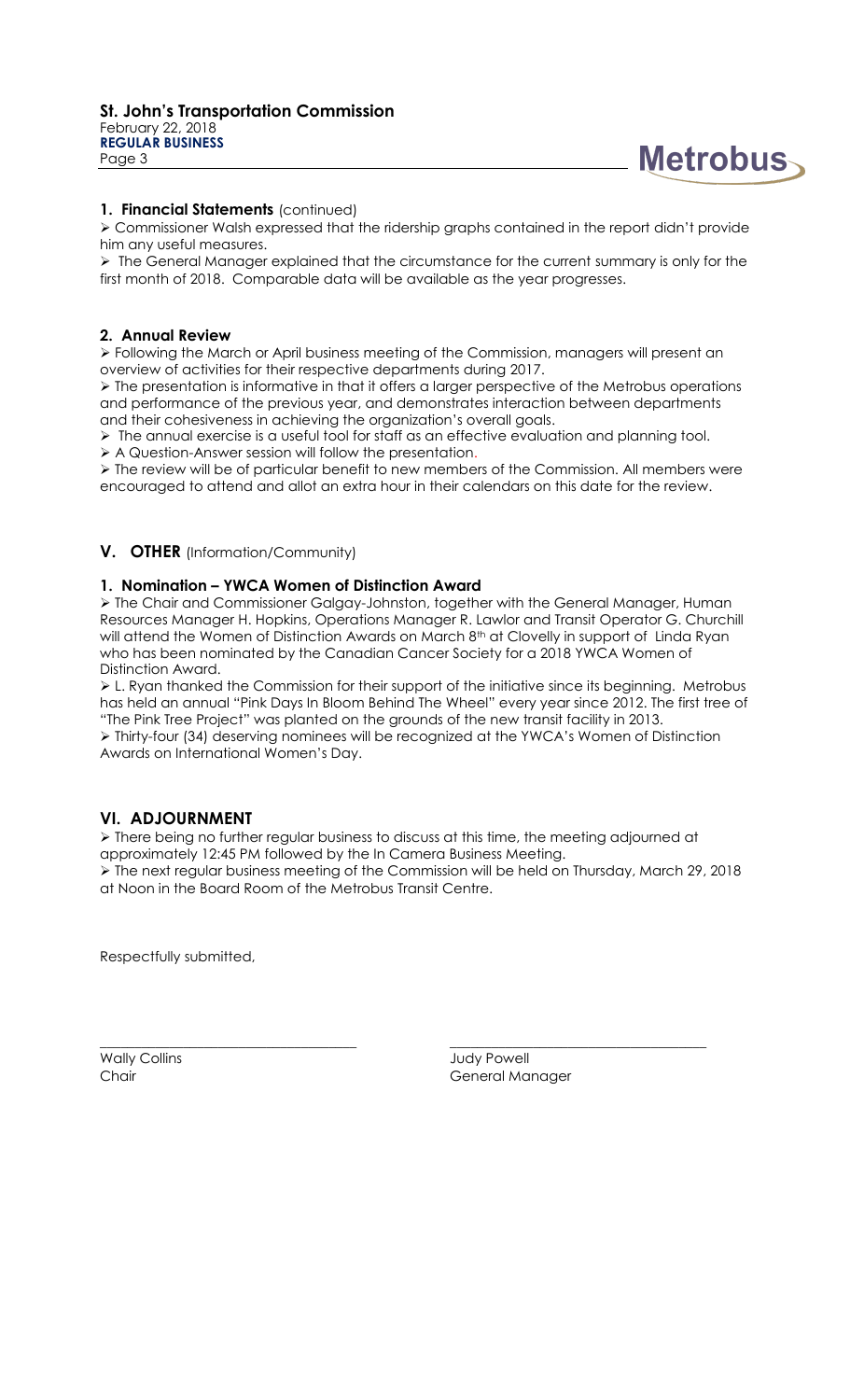### 1. Financial Statements (continued)

- Commissioner Walsh expressed that the ridership graphs contained in the report didn't provide him any useful measures.
- The General Manager explained that the circumstance for the current summary is only for the first month of 2018. Comparable data will be available as the year progresses.

### 2. Annual Review

- Following the March or April business meeting of the Commission, managers will present an overview of activities for their respective departments during 2017.
- The presentation is informative in that it offers a larger perspective of the Metrobus operations and performance of the previous year, and demonstrates interaction between departments and their cohesiveness in achieving the organization's overall goals.
- The annual exercise is a useful tool for staff as an effective evaluation and planning tool.
- A Question-Answer session will follow the presentation.
- The review will be of particular benefit to new members of the Commission. All members were encouraged to attend and allot an extra hour in their calendars on this date for the review.

## V. OTHER (Information/Community)

### 1. Nomination – YWCA Women of Distinction Award

- The Chair and Commissioner Galgay-Johnston, together with the General Manager, Human Resources Manager H. Hopkins, Operations Manager R. Lawlor and Transit Operator G. Churchill will attend the Women of Distinction Awards on March 8th at Clovelly in support of Linda Ryan who has been nominated by the Canadian Cancer Society for a 2018 YWCA Women of Distinction Award.
- L. Ryan thanked the Commission for their support of the initiative since its beginning. Metrobus has held an annual "Pink Days In Bloom Behind The Wheel" every year since 2012. The first tree of "The Pink Tree Project" was planted on the grounds of the new transit facility in 2013.
- Thirty-four (34) deserving nominees will be recognized at the YWCA's Women of Distinction Awards on International Women's Day.

## VI. ADJOURNMENT

- There being no further regular business to discuss at this time, the meeting adjourned at approximately 12:45 PM followed by the In Camera Business Meeting.
- The next regular business meeting of the Commission will be held on Thursday, March 29, 2018 at Noon in the Board Room of the Metrobus Transit Centre.

Respectfully submitted,

| | |
|---|---|
| Wally Collins | Judy Powell |
| Chair | General Manager |